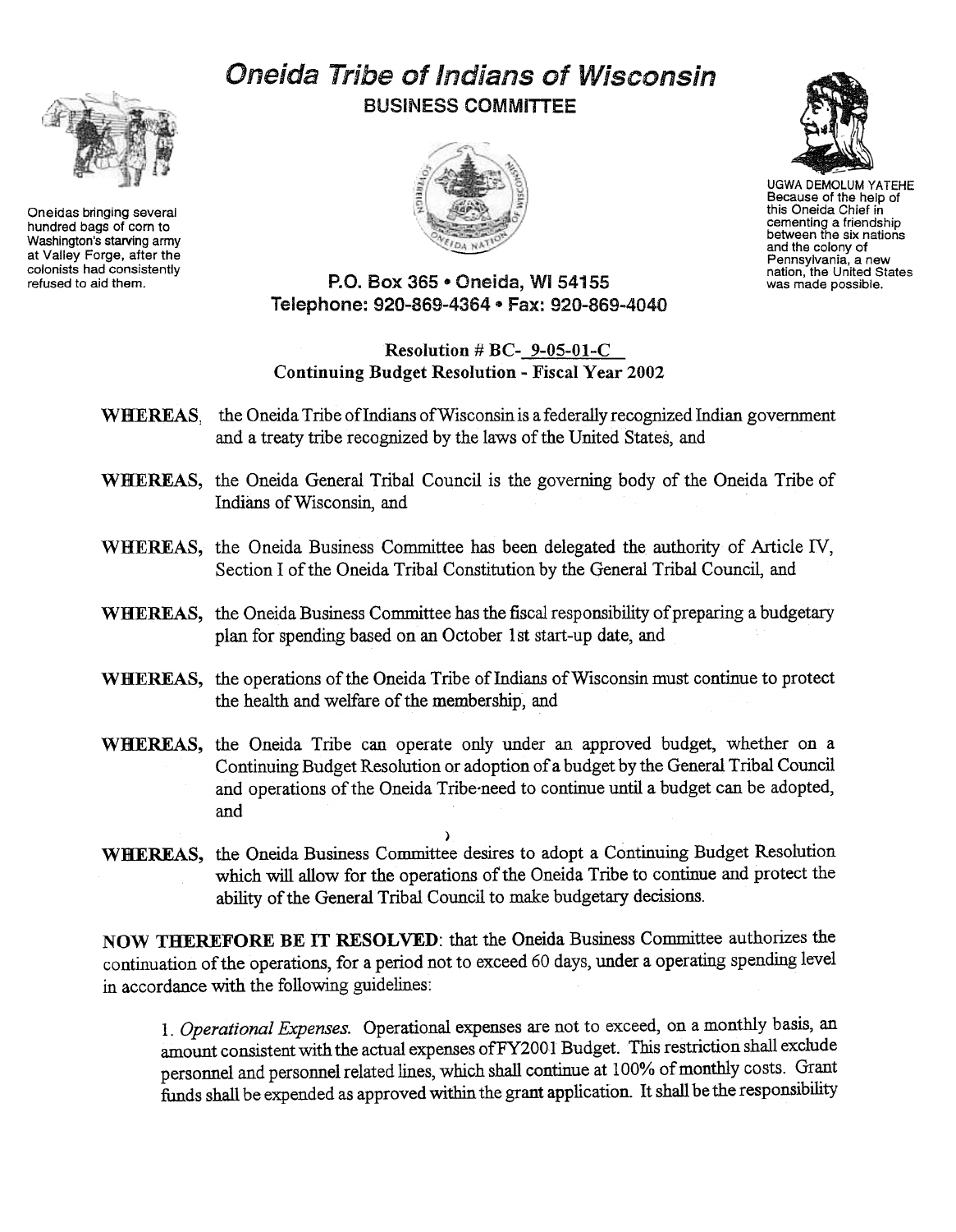# Oneida Tribe of Indians of Wisconsin

## BUSINESS COMMITTEE

Oneidas bringing several hundred bags of corn to Washington's starving army at Valley Forge, after the colonists had consistently refused to aid them.

UGWA DEMOLUM YATEHE
Because of the help of this Oneida Chief in cementing a friendship between the six nations and the colony of Pennsylvania, a new nation, the United States was made possible.

P.O. Box 365 • Oneida, WI 54155
Telephone: 920-869-4364 • Fax: 920-869-4040

**Resolution # BC- 9-05-01-C**
**Continuing Budget Resolution - Fiscal Year 2002**

**WHEREAS**, the Oneida Tribe of Indians of Wisconsin is a federally recognized Indian government and a treaty tribe recognized by the laws of the United States, and

**WHEREAS**, the Oneida General Tribal Council is the governing body of the Oneida Tribe of Indians of Wisconsin, and

**WHEREAS**, the Oneida Business Committee has been delegated the authority of Article IV, Section I of the Oneida Tribal Constitution by the General Tribal Council, and

**WHEREAS**, the Oneida Business Committee has the fiscal responsibility of preparing a budgetary plan for spending based on an October 1st start-up date, and

**WHEREAS**, the operations of the Oneida Tribe of Indians of Wisconsin must continue to protect the health and welfare of the membership, and

**WHEREAS**, the Oneida Tribe can operate only under an approved budget, whether on a Continuing Budget Resolution or adoption of a budget by the General Tribal Council and operations of the Oneida Tribe need to continue until a budget can be adopted, and

**WHEREAS**, the Oneida Business Committee desires to adopt a Continuing Budget Resolution which will allow for the operations of the Oneida Tribe to continue and protect the ability of the General Tribal Council to make budgetary decisions.

**NOW THEREFORE BE IT RESOLVED**: that the Oneida Business Committee authorizes the continuation of the operations, for a period not to exceed 60 days, under a operating spending level in accordance with the following guidelines:

1. *Operational Expenses.* Operational expenses are not to exceed, on a monthly basis, an amount consistent with the actual expenses of FY2001 Budget. This restriction shall exclude personnel and personnel related lines, which shall continue at 100% of monthly costs. Grant funds shall be expended as approved within the grant application. It shall be the responsibility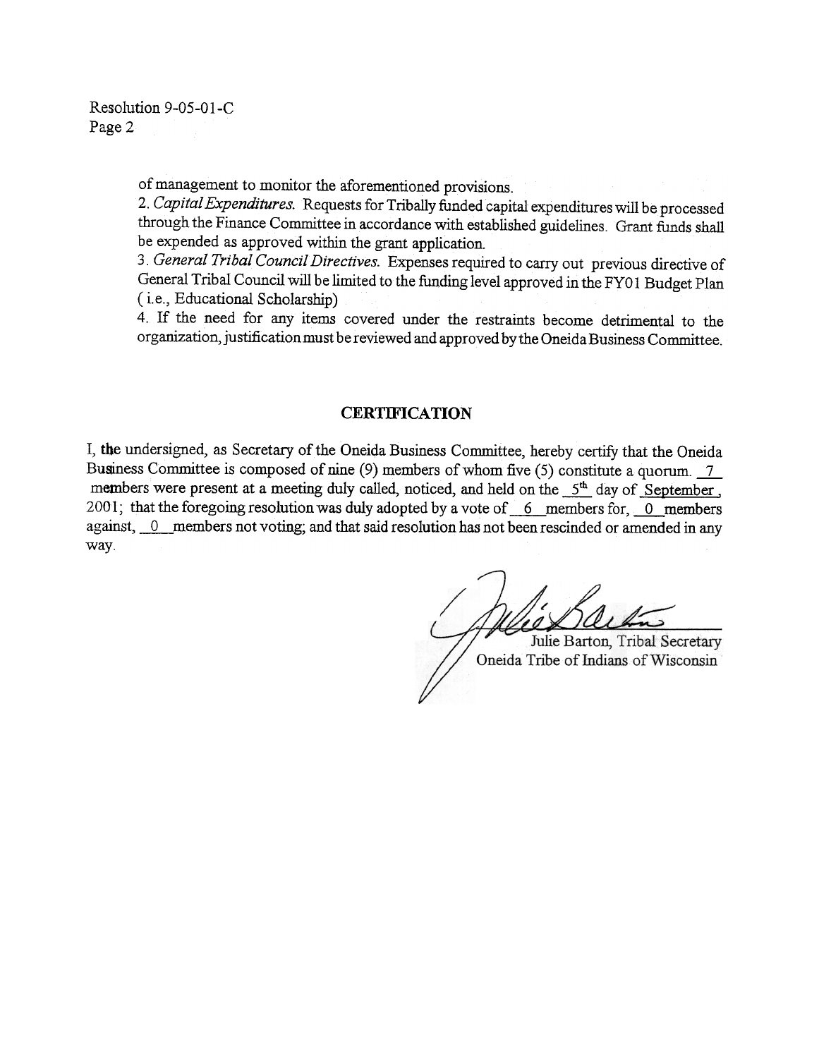Resolution 9-05-01-C
Page 2

of management to monitor the aforementioned provisions.

2. *Capital Expenditures.* Requests for Tribally funded capital expenditures will be processed through the Finance Committee in accordance with established guidelines. Grant funds shall be expended as approved within the grant application.

3. *General Tribal Council Directives.* Expenses required to carry out previous directive of General Tribal Council will be limited to the funding level approved in the FY01 Budget Plan ( i.e., Educational Scholarship)

4. If the need for any items covered under the restraints become detrimental to the organization, justification must be reviewed and approved by the Oneida Business Committee.

## CERTIFICATION

I, the undersigned, as Secretary of the Oneida Business Committee, hereby certify that the Oneida Business Committee is composed of nine (9) members of whom five (5) constitute a quorum. 7 members were present at a meeting duly called, noticed, and held on the 5th day of September, 2001; that the foregoing resolution was duly adopted by a vote of 6 members for, 0 members against, 0 members not voting; and that said resolution has not been rescinded or amended in any way.

Julie Barton, Tribal Secretary
Oneida Tribe of Indians of Wisconsin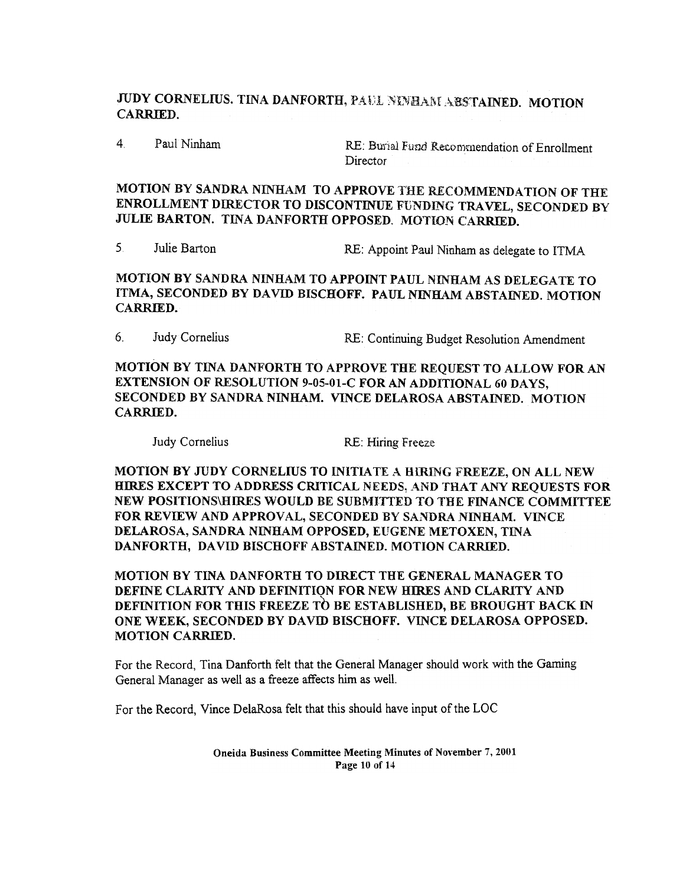**JUDY CORNELIUS. TINA DANFORTH, PAUL NINHAM ABSTAINED. MOTION CARRIED.**

4. Paul Ninham — RE: Burial Fund Recommendation of Enrollment Director

**MOTION BY SANDRA NINHAM TO APPROVE THE RECOMMENDATION OF THE ENROLLMENT DIRECTOR TO DISCONTINUE FUNDING TRAVEL, SECONDED BY JULIE BARTON. TINA DANFORTH OPPOSED. MOTION CARRIED.**

5. Julie Barton — RE: Appoint Paul Ninham as delegate to ITMA

**MOTION BY SANDRA NINHAM TO APPOINT PAUL NINHAM AS DELEGATE TO ITMA, SECONDED BY DAVID BISCHOFF. PAUL NINHAM ABSTAINED. MOTION CARRIED.**

6. Judy Cornelius — RE: Continuing Budget Resolution Amendment

**MOTION BY TINA DANFORTH TO APPROVE THE REQUEST TO ALLOW FOR AN EXTENSION OF RESOLUTION 9-05-01-C FOR AN ADDITIONAL 60 DAYS, SECONDED BY SANDRA NINHAM. VINCE DELAROSA ABSTAINED. MOTION CARRIED.**

Judy Cornelius — RE: Hiring Freeze

**MOTION BY JUDY CORNELIUS TO INITIATE A HIRING FREEZE, ON ALL NEW HIRES EXCEPT TO ADDRESS CRITICAL NEEDS, AND THAT ANY REQUESTS FOR NEW POSITIONS\HIRES WOULD BE SUBMITTED TO THE FINANCE COMMITTEE FOR REVIEW AND APPROVAL, SECONDED BY SANDRA NINHAM. VINCE DELAROSA, SANDRA NINHAM OPPOSED, EUGENE METOXEN, TINA DANFORTH, DAVID BISCHOFF ABSTAINED. MOTION CARRIED.**

**MOTION BY TINA DANFORTH TO DIRECT THE GENERAL MANAGER TO DEFINE CLARITY AND DEFINITION FOR NEW HIRES AND CLARITY AND DEFINITION FOR THIS FREEZE TO BE ESTABLISHED, BE BROUGHT BACK IN ONE WEEK, SECONDED BY DAVID BISCHOFF. VINCE DELAROSA OPPOSED. MOTION CARRIED.**

For the Record, Tina Danforth felt that the General Manager should work with the Gaming General Manager as well as a freeze affects him as well.

For the Record, Vince DelaRosa felt that this should have input of the LOC